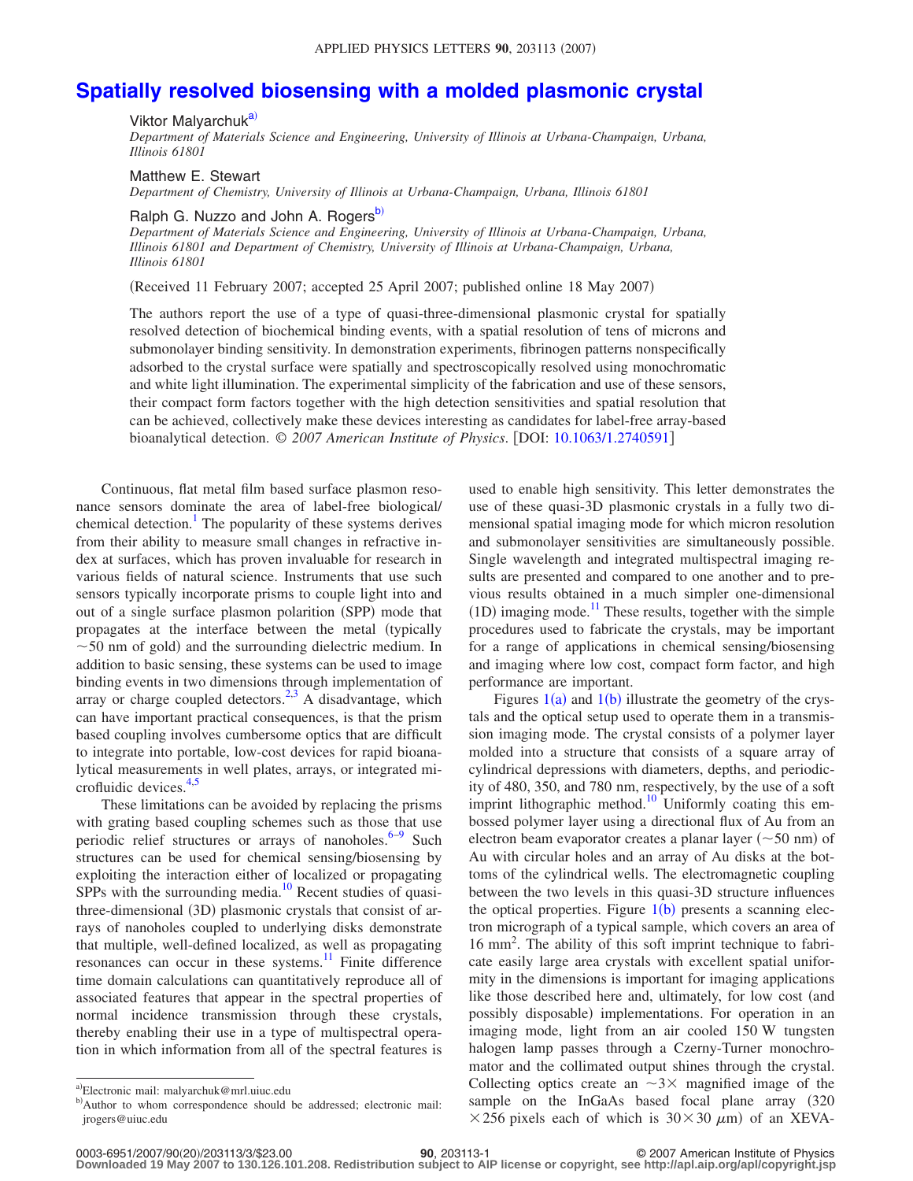# Spatially resolved biosensing with a molded plasmonic crystal

Viktor Malyarchuk[a)]
*Department of Materials Science and Engineering, University of Illinois at Urbana-Champaign, Urbana, Illinois 61801*

Matthew E. Stewart
*Department of Chemistry, University of Illinois at Urbana-Champaign, Urbana, Illinois 61801*

Ralph G. Nuzzo and John A. Rogers[b)]
*Department of Materials Science and Engineering, University of Illinois at Urbana-Champaign, Urbana, Illinois 61801 and Department of Chemistry, University of Illinois at Urbana-Champaign, Urbana, Illinois 61801*

(Received 11 February 2007; accepted 25 April 2007; published online 18 May 2007)

The authors report the use of a type of quasi-three-dimensional plasmonic crystal for spatially resolved detection of biochemical binding events, with a spatial resolution of tens of microns and submonolayer binding sensitivity. In demonstration experiments, fibrinogen patterns nonspecifically adsorbed to the crystal surface were spatially and spectroscopically resolved using monochromatic and white light illumination. The experimental simplicity of the fabrication and use of these sensors, their compact form factors together with the high detection sensitivities and spatial resolution that can be achieved, collectively make these devices interesting as candidates for label-free array-based bioanalytical detection. © *2007 American Institute of Physics*. [DOI: 10.1063/1.2740591]

Continuous, flat metal film based surface plasmon resonance sensors dominate the area of label-free biological/chemical detection.[1] The popularity of these systems derives from their ability to measure small changes in refractive index at surfaces, which has proven invaluable for research in various fields of natural science. Instruments that use such sensors typically incorporate prisms to couple light into and out of a single surface plasmon polariton (SPP) mode that propagates at the interface between the metal (typically ~50 nm of gold) and the surrounding dielectric medium. In addition to basic sensing, these systems can be used to image binding events in two dimensions through implementation of array or charge coupled detectors.[2,3] A disadvantage, which can have important practical consequences, is that the prism based coupling involves cumbersome optics that are difficult to integrate into portable, low-cost devices for rapid bioanalytical measurements in well plates, arrays, or integrated microfluidic devices.[4,5]

These limitations can be avoided by replacing the prisms with grating based coupling schemes such as those that use periodic relief structures or arrays of nanoholes.[6–9] Such structures can be used for chemical sensing/biosensing by exploiting the interaction either of localized or propagating SPPs with the surrounding media.[10] Recent studies of quasi-three-dimensional (3D) plasmonic crystals that consist of arrays of nanoholes coupled to underlying disks demonstrate that multiple, well-defined localized, as well as propagating resonances can occur in these systems.[11] Finite difference time domain calculations can quantitatively reproduce all of associated features that appear in the spectral properties of normal incidence transmission through these crystals, thereby enabling their use in a type of multispectral operation in which information from all of the spectral features is used to enable high sensitivity. This letter demonstrates the use of these quasi-3D plasmonic crystals in a fully two dimensional spatial imaging mode for which micron resolution and submonolayer sensitivities are simultaneously possible. Single wavelength and integrated multispectral imaging results are presented and compared to one another and to previous results obtained in a much simpler one-dimensional (1D) imaging mode.[11] These results, together with the simple procedures used to fabricate the crystals, may be important for a range of applications in chemical sensing/biosensing and imaging where low cost, compact form factor, and high performance are important.

Figures 1(a) and 1(b) illustrate the geometry of the crystals and the optical setup used to operate them in a transmission imaging mode. The crystal consists of a polymer layer molded into a structure that consists of a square array of cylindrical depressions with diameters, depths, and periodicity of 480, 350, and 780 nm, respectively, by the use of a soft imprint lithographic method.[10] Uniformly coating this embossed polymer layer using a directional flux of Au from an electron beam evaporator creates a planar layer (~50 nm) of Au with circular holes and an array of Au disks at the bottoms of the cylindrical wells. The electromagnetic coupling between the two levels in this quasi-3D structure influences the optical properties. Figure 1(b) presents a scanning electron micrograph of a typical sample, which covers an area of 16 mm$^2$. The ability of this soft imprint technique to fabricate easily large area crystals with excellent spatial uniformity in the dimensions is important for imaging applications like those described here and, ultimately, for low cost (and possibly disposable) implementations. For operation in an imaging mode, light from an air cooled 150 W tungsten halogen lamp passes through a Czerny-Turner monochromator and the collimated output shines through the crystal. Collecting optics create an ~3× magnified image of the sample on the InGaAs based focal plane array (320 ×256 pixels each of which is 30×30 μm) of an XEVA-

a)Electronic mail: malyarchuk@mrl.uiuc.edu
b)Author to whom correspondence should be addressed; electronic mail: jrogers@uiuc.edu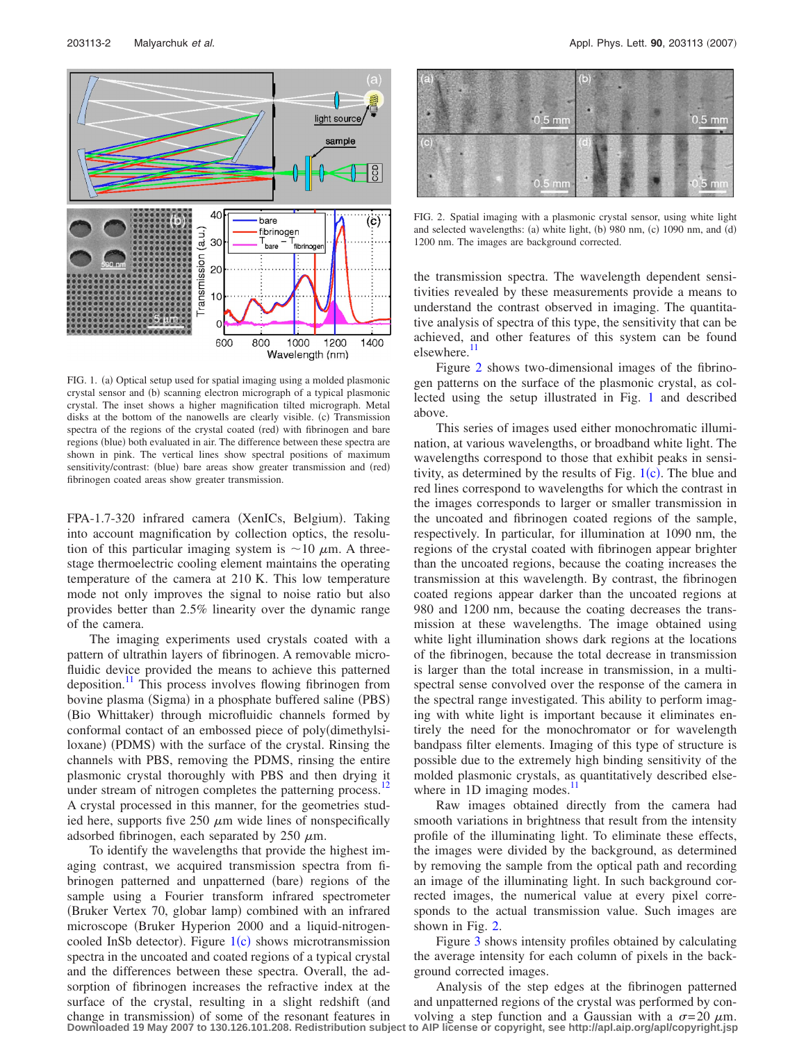FIG. 1. (a) Optical setup used for spatial imaging using a molded plasmonic crystal sensor and (b) scanning electron micrograph of a typical plasmonic crystal. The inset shows a higher magnification tilted micrograph. Metal disks at the bottom of the nanowells are clearly visible. (c) Transmission spectra of the regions of the crystal coated (red) with fibrinogen and bare regions (blue) both evaluated in air. The difference between these spectra are shown in pink. The vertical lines show spectral positions of maximum sensitivity/contrast: (blue) bare areas show greater transmission and (red) fibrinogen coated areas show greater transmission.

FPA-1.7-320 infrared camera (XenICs, Belgium). Taking into account magnification by collection optics, the resolution of this particular imaging system is ~10 $\mu$m. A three-stage thermoelectric cooling element maintains the operating temperature of the camera at 210 K. This low temperature mode not only improves the signal to noise ratio but also provides better than 2.5% linearity over the dynamic range of the camera.

The imaging experiments used crystals coated with a pattern of ultrathin layers of fibrinogen. A removable microfluidic device provided the means to achieve this patterned deposition.[11] This process involves flowing fibrinogen from bovine plasma (Sigma) in a phosphate buffered saline (PBS) (Bio Whittaker) through microfluidic channels formed by conformal contact of an embossed piece of poly(dimethylsiloxane) (PDMS) with the surface of the crystal. Rinsing the channels with PBS, removing the PDMS, rinsing the entire plasmonic crystal thoroughly with PBS and then drying it under stream of nitrogen completes the patterning process.[12] A crystal processed in this manner, for the geometries studied here, supports five 250 $\mu$m wide lines of nonspecifically adsorbed fibrinogen, each separated by 250 $\mu$m.

To identify the wavelengths that provide the highest imaging contrast, we acquired transmission spectra from fibrinogen patterned and unpatterned (bare) regions of the sample using a Fourier transform infrared spectrometer (Bruker Vertex 70, globar lamp) combined with an infrared microscope (Bruker Hyperion 2000 and a liquid-nitrogen-cooled InSb detector). Figure 1(c) shows microtransmission spectra in the uncoated and coated regions of a typical crystal and the differences between these spectra. Overall, the adsorption of fibrinogen increases the refractive index at the surface of the crystal, resulting in a slight redshift (and change in transmission) of some of the resonant features in the transmission spectra. The wavelength dependent sensitivities revealed by these measurements provide a means to understand the contrast observed in imaging. The quantitative analysis of spectra of this type, the sensitivity that can be achieved, and other features of this system can be found elsewhere.[11]

FIG. 2. Spatial imaging with a plasmonic crystal sensor, using white light and selected wavelengths: (a) white light, (b) 980 nm, (c) 1090 nm, and (d) 1200 nm. The images are background corrected.

Figure 2 shows two-dimensional images of the fibrinogen patterns on the surface of the plasmonic crystal, as collected using the setup illustrated in Fig. 1 and described above.

This series of images used either monochromatic illumination, at various wavelengths, or broadband white light. The wavelengths correspond to those that exhibit peaks in sensitivity, as determined by the results of Fig. 1(c). The blue and red lines correspond to wavelengths for which the contrast in the images corresponds to larger or smaller transmission in the uncoated and fibrinogen coated regions of the sample, respectively. In particular, for illumination at 1090 nm, the regions of the crystal coated with fibrinogen appear brighter than the uncoated regions, because the coating increases the transmission at this wavelength. By contrast, the fibrinogen coated regions appear darker than the uncoated regions at 980 and 1200 nm, because the coating decreases the transmission at these wavelengths. The image obtained using white light illumination shows dark regions at the locations of the fibrinogen, because the total decrease in transmission is larger than the total increase in transmission, in a multispectral sense convolved over the response of the camera in the spectral range investigated. This ability to perform imaging with white light is important because it eliminates entirely the need for the monochromator or for wavelength bandpass filter elements. Imaging of this type of structure is possible due to the extremely high binding sensitivity of the molded plasmonic crystals, as quantitatively described elsewhere in 1D imaging modes.[11]

Raw images obtained directly from the camera had smooth variations in brightness that result from the intensity profile of the illuminating light. To eliminate these effects, the images were divided by the background, as determined by removing the sample from the optical path and recording an image of the illuminating light. In such background corrected images, the numerical value at every pixel corresponds to the actual transmission value. Such images are shown in Fig. 2.

Figure 3 shows intensity profiles obtained by calculating the average intensity for each column of pixels in the background corrected images.

Analysis of the step edges at the fibrinogen patterned and unpatterned regions of the crystal was performed by convolving a step function and a Gaussian with a $\sigma$=20 $\mu$m.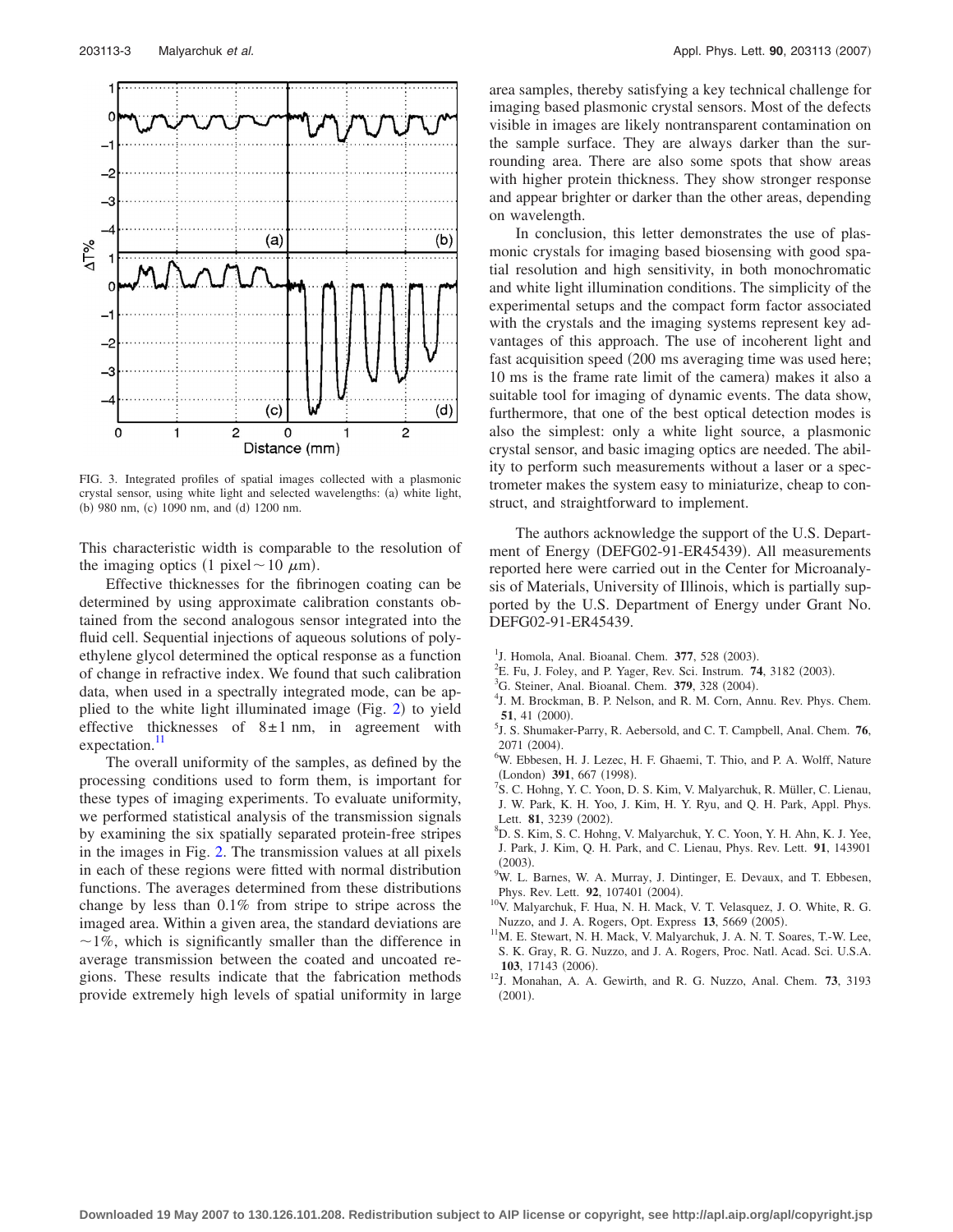1

0

−1

−2

−3

−4

ΔT%

1

0

−1

−2

−3

−4

(a)

(b)

(c)

(d)

0 1 2 0 1 2

Distance (mm)

FIG. 3. Integrated profiles of spatial images collected with a plasmonic crystal sensor, using white light and selected wavelengths: (a) white light, (b) 980 nm, (c) 1090 nm, and (d) 1200 nm.

This characteristic width is comparable to the resolution of the imaging optics (1 pixel ~ 10 μm).

Effective thicknesses for the fibrinogen coating can be determined by using approximate calibration constants obtained from the second analogous sensor integrated into the fluid cell. Sequential injections of aqueous solutions of polyethylene glycol determined the optical response as a function of change in refractive index. We found that such calibration data, when used in a spectrally integrated mode, can be applied to the white light illuminated image (Fig. 2) to yield effective thicknesses of $8 \pm 1$ nm, in agreement with expectation.[11]

The overall uniformity of the samples, as defined by the processing conditions used to form them, is important for these types of imaging experiments. To evaluate uniformity, we performed statistical analysis of the transmission signals by examining the six spatially separated protein-free stripes in the images in Fig. 2. The transmission values at all pixels in each of these regions were fitted with normal distribution functions. The averages determined from these distributions change by less than 0.1% from stripe to stripe across the imaged area. Within a given area, the standard deviations are ~1%, which is significantly smaller than the difference in average transmission between the coated and uncoated regions. These results indicate that the fabrication methods provide extremely high levels of spatial uniformity in large area samples, thereby satisfying a key technical challenge for imaging based plasmonic crystal sensors. Most of the defects visible in images are likely nontransparent contamination on the sample surface. They are always darker than the surrounding area. There are also some spots that show areas with higher protein thickness. They show stronger response and appear brighter or darker than the other areas, depending on wavelength.

In conclusion, this letter demonstrates the use of plasmonic crystals for imaging based biosensing with good spatial resolution and high sensitivity, in both monochromatic and white light illumination conditions. The simplicity of the experimental setups and the compact form factor associated with the crystals and the imaging systems represent key advantages of this approach. The use of incoherent light and fast acquisition speed (200 ms averaging time was used here; 10 ms is the frame rate limit of the camera) makes it also a suitable tool for imaging of dynamic events. The data show, furthermore, that one of the best optical detection modes is also the simplest: only a white light source, a plasmonic crystal sensor, and basic imaging optics are needed. The ability to perform such measurements without a laser or a spectrometer makes the system easy to miniaturize, cheap to construct, and straightforward to implement.

The authors acknowledge the support of the U.S. Department of Energy (DEFG02-91-ER45439). All measurements reported here were carried out in the Center for Microanalysis of Materials, University of Illinois, which is partially supported by the U.S. Department of Energy under Grant No. DEFG02-91-ER45439.

[1] J. Homola, Anal. Bioanal. Chem. **377**, 528 (2003).
[2] E. Fu, J. Foley, and P. Yager, Rev. Sci. Instrum. **74**, 3182 (2003).
[3] G. Steiner, Anal. Bioanal. Chem. **379**, 328 (2004).
[4] J. M. Brockman, B. P. Nelson, and R. M. Corn, Annu. Rev. Phys. Chem. **51**, 41 (2000).
[5] J. S. Shumaker-Parry, R. Aebersold, and C. T. Campbell, Anal. Chem. **76**, 2071 (2004).
[6] W. Ebbesen, H. J. Lezec, H. F. Ghaemi, T. Thio, and P. A. Wolff, Nature (London) **391**, 667 (1998).
[7] S. C. Hohng, Y. C. Yoon, D. S. Kim, V. Malyarchuk, R. Müller, C. Lienau, J. W. Park, K. H. Yoo, J. Kim, H. Y. Ryu, and Q. H. Park, Appl. Phys. Lett. **81**, 3239 (2002).
[8] D. S. Kim, S. C. Hohng, V. Malyarchuk, Y. C. Yoon, Y. H. Ahn, K. J. Yee, J. Park, J. Kim, Q. H. Park, and C. Lienau, Phys. Rev. Lett. **91**, 143901 (2003).
[9] W. L. Barnes, W. A. Murray, J. Dintinger, E. Devaux, and T. Ebbesen, Phys. Rev. Lett. **92**, 107401 (2004).
[10] V. Malyarchuk, F. Hua, N. H. Mack, V. T. Velasquez, J. O. White, R. G. Nuzzo, and J. A. Rogers, Opt. Express **13**, 5669 (2005).
[11] M. E. Stewart, N. H. Mack, V. Malyarchuk, J. A. N. T. Soares, T.-W. Lee, S. K. Gray, R. G. Nuzzo, and J. A. Rogers, Proc. Natl. Acad. Sci. U.S.A. **103**, 17143 (2006).
[12] J. Monahan, A. A. Gewirth, and R. G. Nuzzo, Anal. Chem. **73**, 3193 (2001).